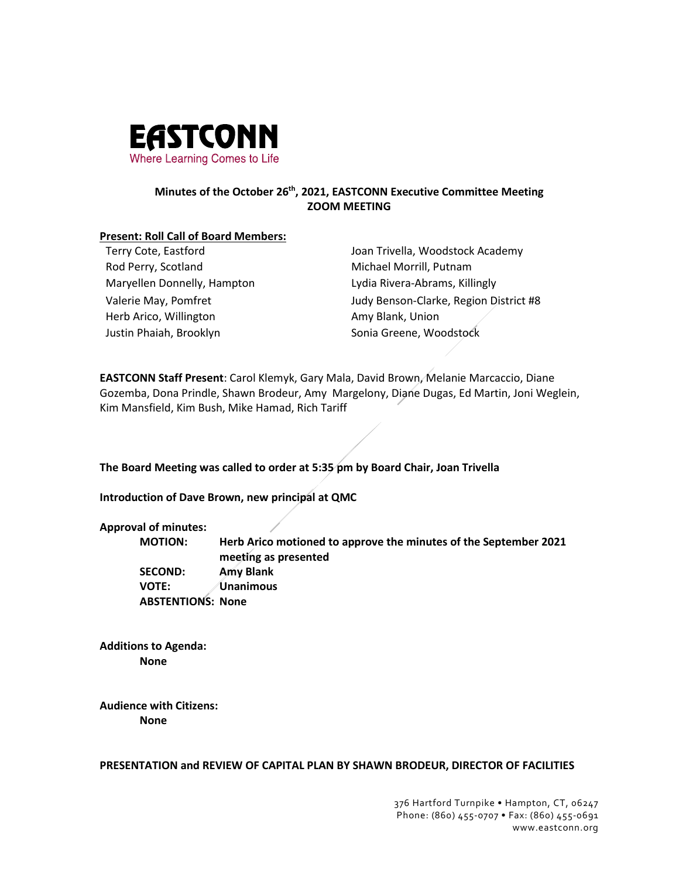EASTCONN
Where Learning Comes to Life

## Minutes of the October 26th, 2021, EASTCONN Executive Committee Meeting ZOOM MEETING

**Present: Roll Call of Board Members:**

Terry Cote, Eastford
Rod Perry, Scotland
Maryellen Donnelly, Hampton
Valerie May, Pomfret
Herb Arico, Willington
Justin Phaiah, Brooklyn
Joan Trivella, Woodstock Academy
Michael Morrill, Putnam
Lydia Rivera-Abrams, Killingly
Judy Benson-Clarke, Region District #8
Amy Blank, Union
Sonia Greene, Woodstock

**EASTCONN Staff Present**: Carol Klemyk, Gary Mala, David Brown, Melanie Marcaccio, Diane Gozemba, Dona Prindle, Shawn Brodeur, Amy Margelony, Diane Dugas, Ed Martin, Joni Weglein, Kim Mansfield, Kim Bush, Mike Hamad, Rich Tariff

**The Board Meeting was called to order at 5:35 pm by Board Chair, Joan Trivella**

**Introduction of Dave Brown, new principal at QMC**

**Approval of minutes:**

**MOTION:** **Herb Arico motioned to approve the minutes of the September 2021 meeting as presented**
**SECOND:** **Amy Blank**
**VOTE:** **Unanimous**
**ABSTENTIONS: None**

**Additions to Agenda:**
**None**

**Audience with Citizens:**
**None**

**PRESENTATION and REVIEW OF CAPITAL PLAN BY SHAWN BRODEUR, DIRECTOR OF FACILITIES**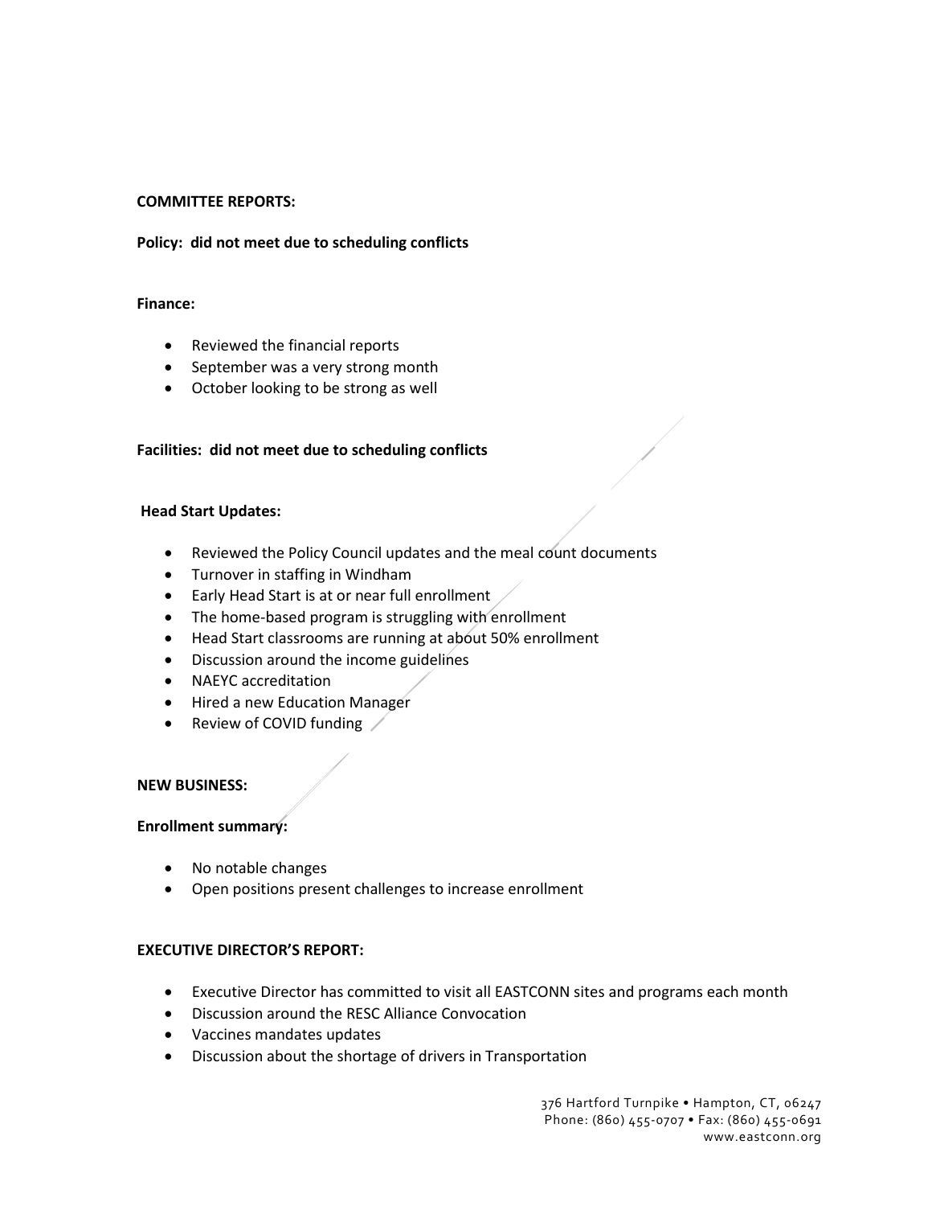## COMMITTEE REPORTS:

**Policy: did not meet due to scheduling conflicts**

**Finance:**

- Reviewed the financial reports
- September was a very strong month
- October looking to be strong as well

**Facilities: did not meet due to scheduling conflicts**

**Head Start Updates:**

- Reviewed the Policy Council updates and the meal count documents
- Turnover in staffing in Windham
- Early Head Start is at or near full enrollment
- The home-based program is struggling with enrollment
- Head Start classrooms are running at about 50% enrollment
- Discussion around the income guidelines
- NAEYC accreditation
- Hired a new Education Manager
- Review of COVID funding

## NEW BUSINESS:

**Enrollment summary:**

- No notable changes
- Open positions present challenges to increase enrollment

## EXECUTIVE DIRECTOR'S REPORT:

- Executive Director has committed to visit all EASTCONN sites and programs each month
- Discussion around the RESC Alliance Convocation
- Vaccines mandates updates
- Discussion about the shortage of drivers in Transportation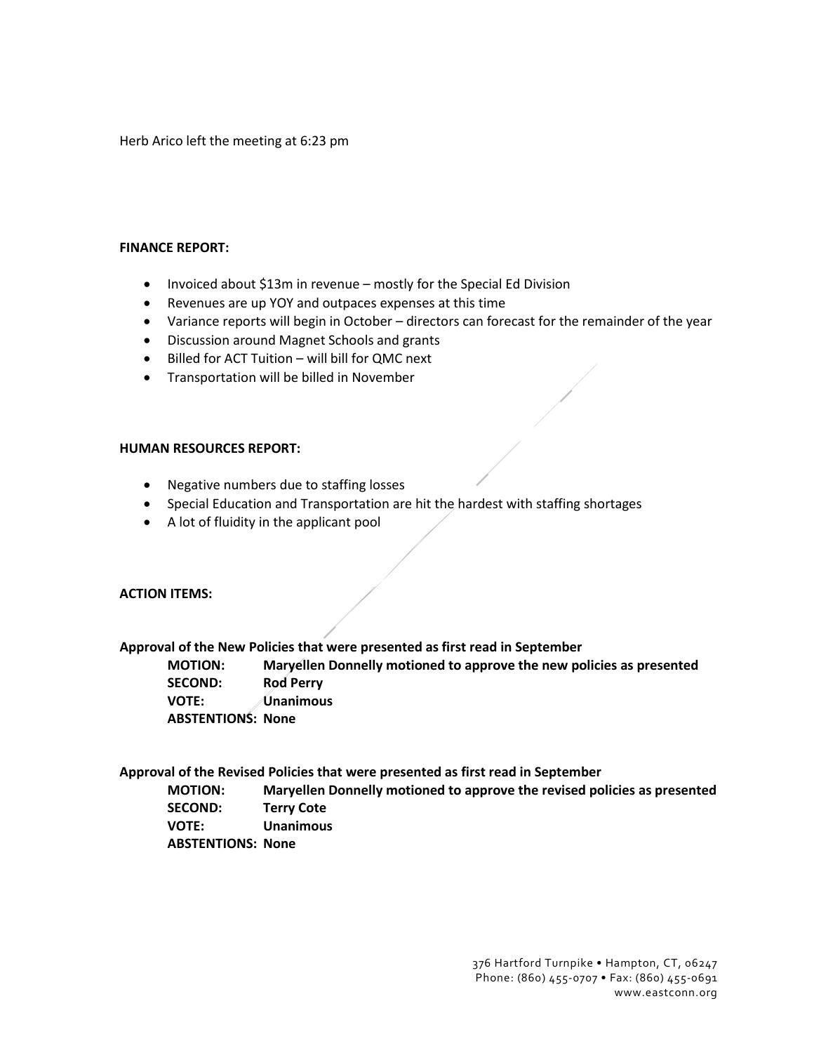Herb Arico left the meeting at 6:23 pm

**FINANCE REPORT:**

- Invoiced about $13m in revenue – mostly for the Special Ed Division
- Revenues are up YOY and outpaces expenses at this time
- Variance reports will begin in October – directors can forecast for the remainder of the year
- Discussion around Magnet Schools and grants
- Billed for ACT Tuition – will bill for QMC next
- Transportation will be billed in November

**HUMAN RESOURCES REPORT:**

- Negative numbers due to staffing losses
- Special Education and Transportation are hit the hardest with staffing shortages
- A lot of fluidity in the applicant pool

**ACTION ITEMS:**

**Approval of the New Policies that were presented as first read in September**

**MOTION:** Maryellen Donnelly motioned to approve the new policies as presented
**SECOND:** Rod Perry
**VOTE:** Unanimous
**ABSTENTIONS:** None

**Approval of the Revised Policies that were presented as first read in September**

**MOTION:** Maryellen Donnelly motioned to approve the revised policies as presented
**SECOND:** Terry Cote
**VOTE:** Unanimous
**ABSTENTIONS:** None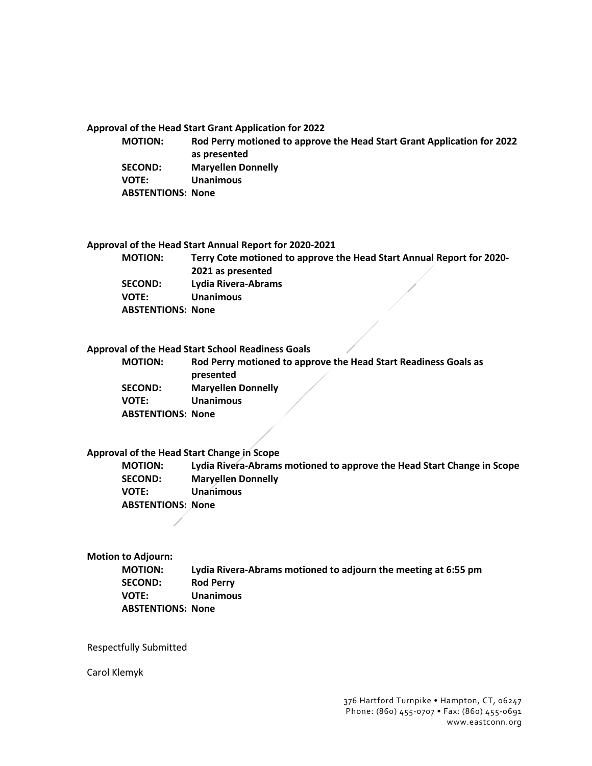**Approval of the Head Start Grant Application for 2022**

**MOTION:** Rod Perry motioned to approve the Head Start Grant Application for 2022 as presented
**SECOND:** Maryellen Donnelly
**VOTE:** Unanimous
**ABSTENTIONS:** None

**Approval of the Head Start Annual Report for 2020-2021**

**MOTION:** Terry Cote motioned to approve the Head Start Annual Report for 2020-2021 as presented
**SECOND:** Lydia Rivera-Abrams
**VOTE:** Unanimous
**ABSTENTIONS:** None

**Approval of the Head Start School Readiness Goals**

**MOTION:** Rod Perry motioned to approve the Head Start Readiness Goals as presented
**SECOND:** Maryellen Donnelly
**VOTE:** Unanimous
**ABSTENTIONS:** None

**Approval of the Head Start Change in Scope**

**MOTION:** Lydia Rivera-Abrams motioned to approve the Head Start Change in Scope
**SECOND:** Maryellen Donnelly
**VOTE:** Unanimous
**ABSTENTIONS:** None

**Motion to Adjourn:**

**MOTION:** Lydia Rivera-Abrams motioned to adjourn the meeting at 6:55 pm
**SECOND:** Rod Perry
**VOTE:** Unanimous
**ABSTENTIONS:** None

Respectfully Submitted

Carol Klemyk

376 Hartford Turnpike • Hampton, CT, 06247
Phone: (860) 455-0707 • Fax: (860) 455-0691
www.eastconn.org